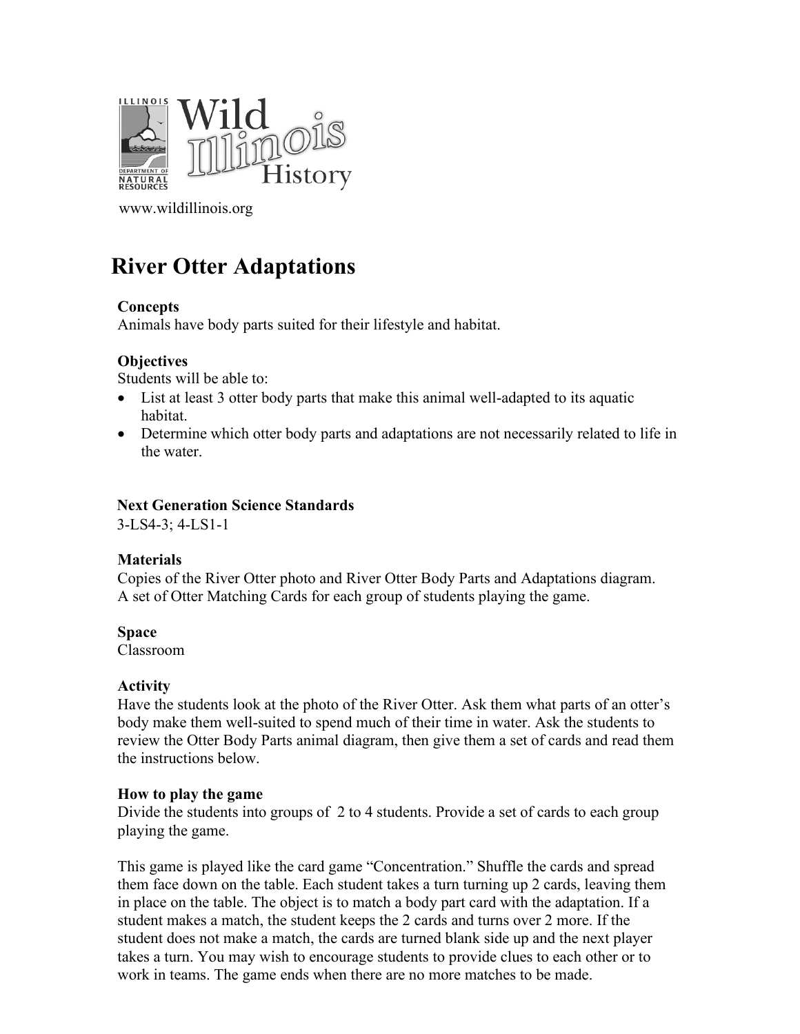www.wildillinois.org

# River Otter Adaptations

**Concepts**
Animals have body parts suited for their lifestyle and habitat.

**Objectives**
Students will be able to:

- List at least 3 otter body parts that make this animal well-adapted to its aquatic habitat.
- Determine which otter body parts and adaptations are not necessarily related to life in the water.

**Next Generation Science Standards**
3-LS4-3; 4-LS1-1

**Materials**
Copies of the River Otter photo and River Otter Body Parts and Adaptations diagram.
A set of Otter Matching Cards for each group of students playing the game.

**Space**
Classroom

**Activity**
Have the students look at the photo of the River Otter. Ask them what parts of an otter's body make them well-suited to spend much of their time in water. Ask the students to review the Otter Body Parts animal diagram, then give them a set of cards and read them the instructions below.

**How to play the game**
Divide the students into groups of 2 to 4 students. Provide a set of cards to each group playing the game.

This game is played like the card game "Concentration." Shuffle the cards and spread them face down on the table. Each student takes a turn turning up 2 cards, leaving them in place on the table. The object is to match a body part card with the adaptation. If a student makes a match, the student keeps the 2 cards and turns over 2 more. If the student does not make a match, the cards are turned blank side up and the next player takes a turn. You may wish to encourage students to provide clues to each other or to work in teams. The game ends when there are no more matches to be made.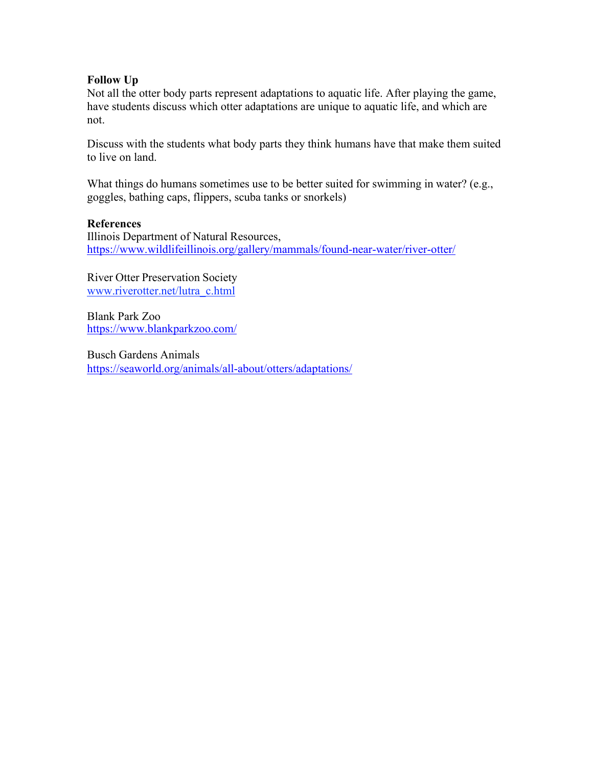**Follow Up**

Not all the otter body parts represent adaptations to aquatic life. After playing the game, have students discuss which otter adaptations are unique to aquatic life, and which are not.

Discuss with the students what body parts they think humans have that make them suited to live on land.

What things do humans sometimes use to be better suited for swimming in water? (e.g., goggles, bathing caps, flippers, scuba tanks or snorkels)

**References**

Illinois Department of Natural Resources,
https://www.wildlifeillinois.org/gallery/mammals/found-near-water/river-otter/

River Otter Preservation Society
www.riverotter.net/lutra_c.html

Blank Park Zoo
https://www.blankparkzoo.com/

Busch Gardens Animals
https://seaworld.org/animals/all-about/otters/adaptations/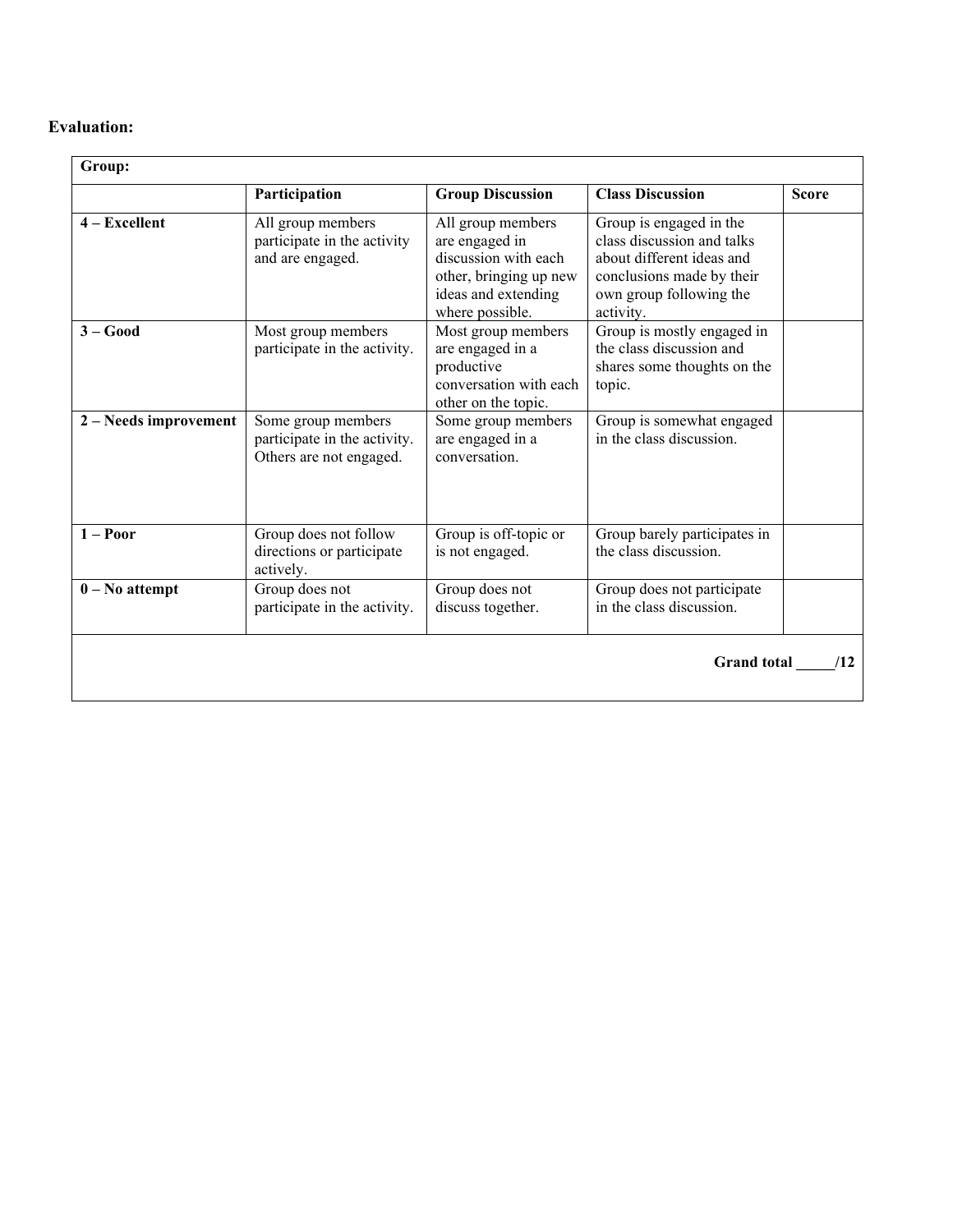**Evaluation:**

| Group: | | | | |
|---|---|---|---|---|
| | **Participation** | **Group Discussion** | **Class Discussion** | **Score** |
| **4 – Excellent** | All group members participate in the activity and are engaged. | All group members are engaged in discussion with each other, bringing up new ideas and extending where possible. | Group is engaged in the class discussion and talks about different ideas and conclusions made by their own group following the activity. | |
| **3 – Good** | Most group members participate in the activity. | Most group members are engaged in a productive conversation with each other on the topic. | Group is mostly engaged in the class discussion and shares some thoughts on the topic. | |
| **2 – Needs improvement** | Some group members participate in the activity. Others are not engaged. | Some group members are engaged in a conversation. | Group is somewhat engaged in the class discussion. | |
| **1 – Poor** | Group does not follow directions or participate actively. | Group is off-topic or is not engaged. | Group barely participates in the class discussion. | |
| **0 – No attempt** | Group does not participate in the activity. | Group does not discuss together. | Group does not participate in the class discussion. | |
| | | | | **Grand total _____/12** |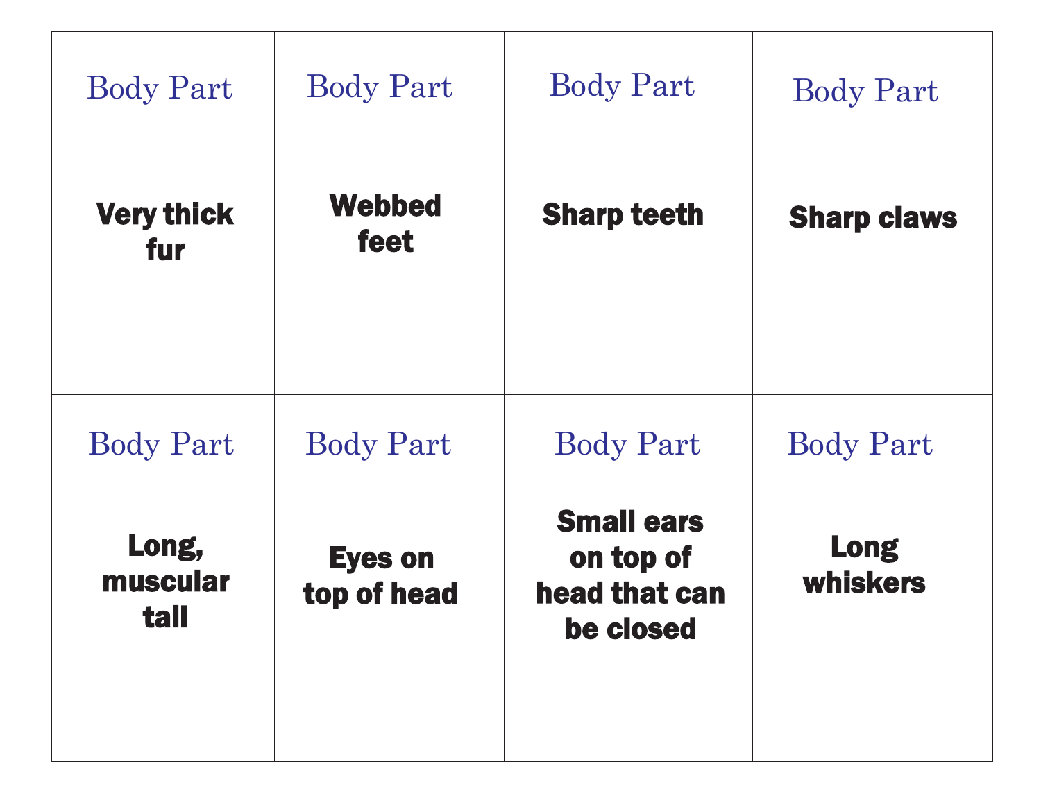| Body Part | Body Part | Body Part | Body Part |
| --- | --- | --- | --- |
| **Very thick fur** | **Webbed feet** | **Sharp teeth** | **Sharp claws** |
| Body Part | Body Part | Body Part | Body Part |
| **Long, muscular tail** | **Eyes on top of head** | **Small ears on top of head that can be closed** | **Long whiskers** |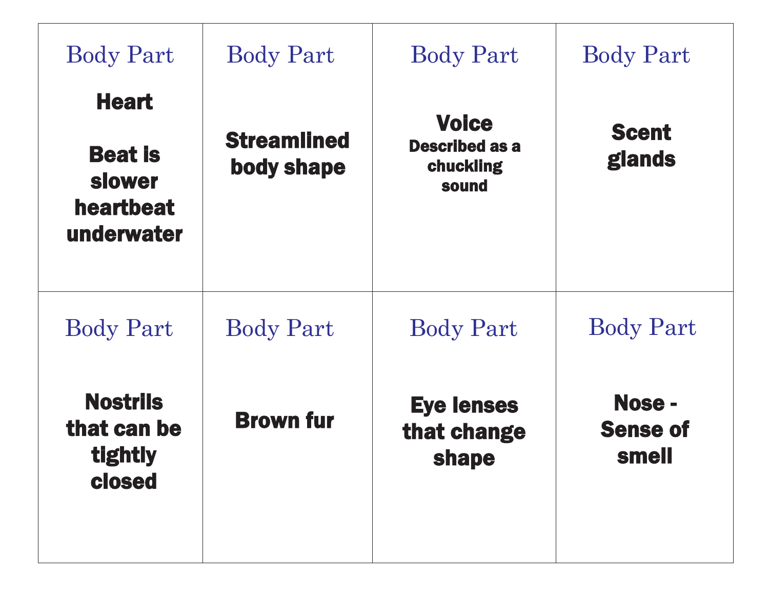| Body Part | Body Part | Body Part | Body Part |
|---|---|---|---|
| **Heart**<br><br>**Beat is slower heartbeat underwater** | **Streamlined body shape** | **Voice**<br>**Described as a chuckling sound** | **Scent glands** |
| **Body Part**<br><br>**Nostrils that can be tightly closed** | **Body Part**<br><br>**Brown fur** | **Body Part**<br><br>**Eye lenses that change shape** | **Body Part**<br><br>**Nose - Sense of smell** |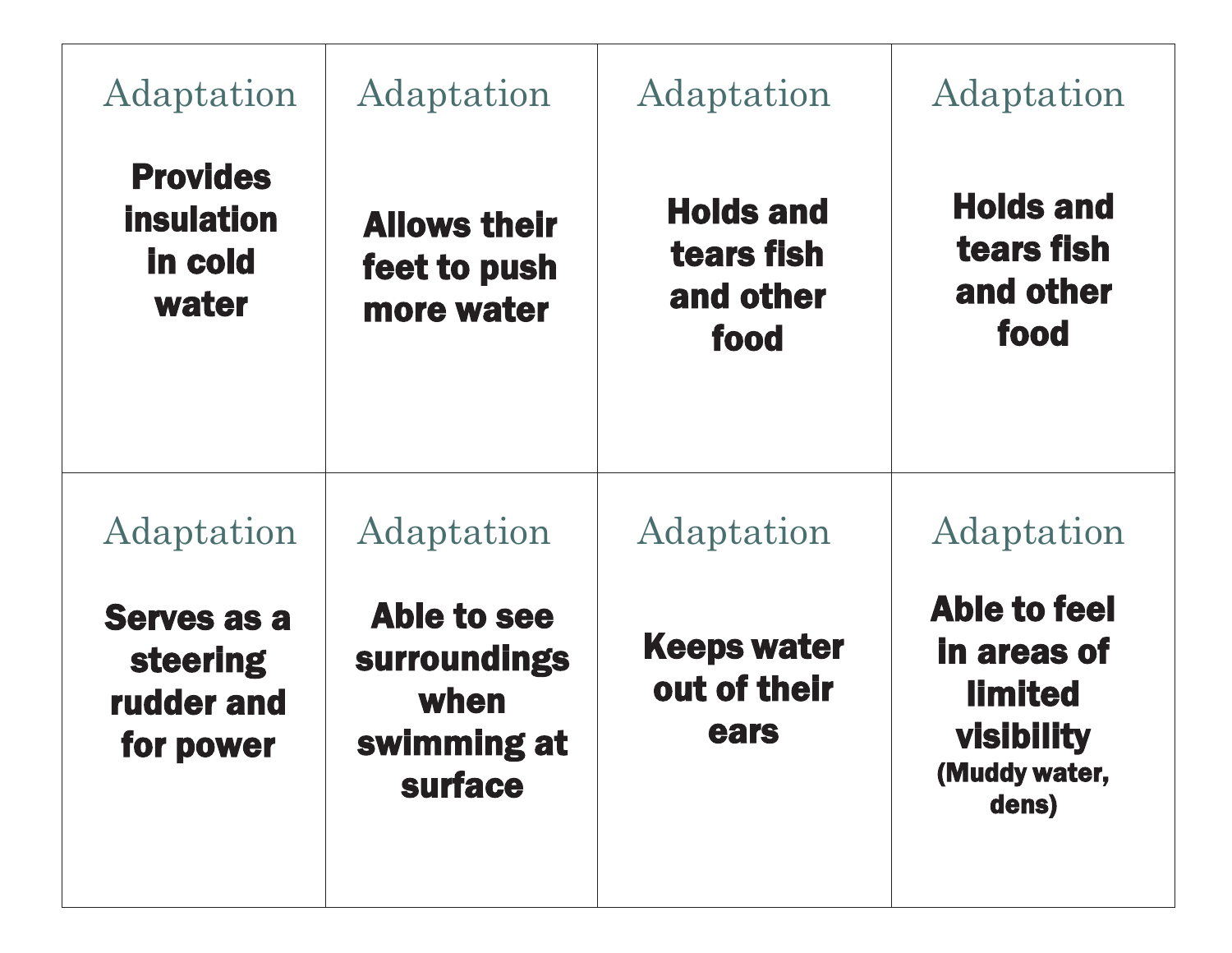| Adaptation | Adaptation | Adaptation | Adaptation |
|---|---|---|---|
| **Provides insulation in cold water** | **Allows their feet to push more water** | **Holds and tears fish and other food** | **Holds and tears fish and other food** |
| Adaptation | Adaptation | Adaptation | Adaptation |
| **Serves as a steering rudder and for power** | **Able to see surroundings when swimming at surface** | **Keeps water out of their ears** | **Able to feel in areas of limited visibility** (Muddy water, dens) |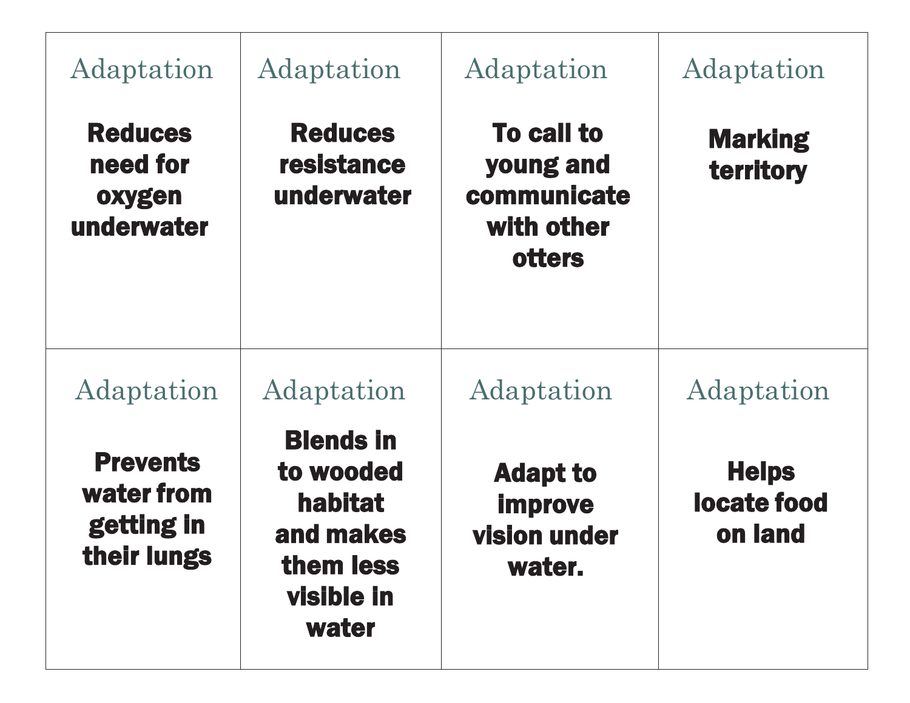| Adaptation | Adaptation | Adaptation | Adaptation |
|---|---|---|---|
| **Reduces need for oxygen underwater** | **Reduces resistance underwater** | **To call to young and communicate with other otters** | **Marking territory** |
| Adaptation | Adaptation | Adaptation | Adaptation |
| **Prevents water from getting in their lungs** | **Blends in to wooded habitat and makes them less visible in water** | **Adapt to improve vision under water.** | **Helps locate food on land** |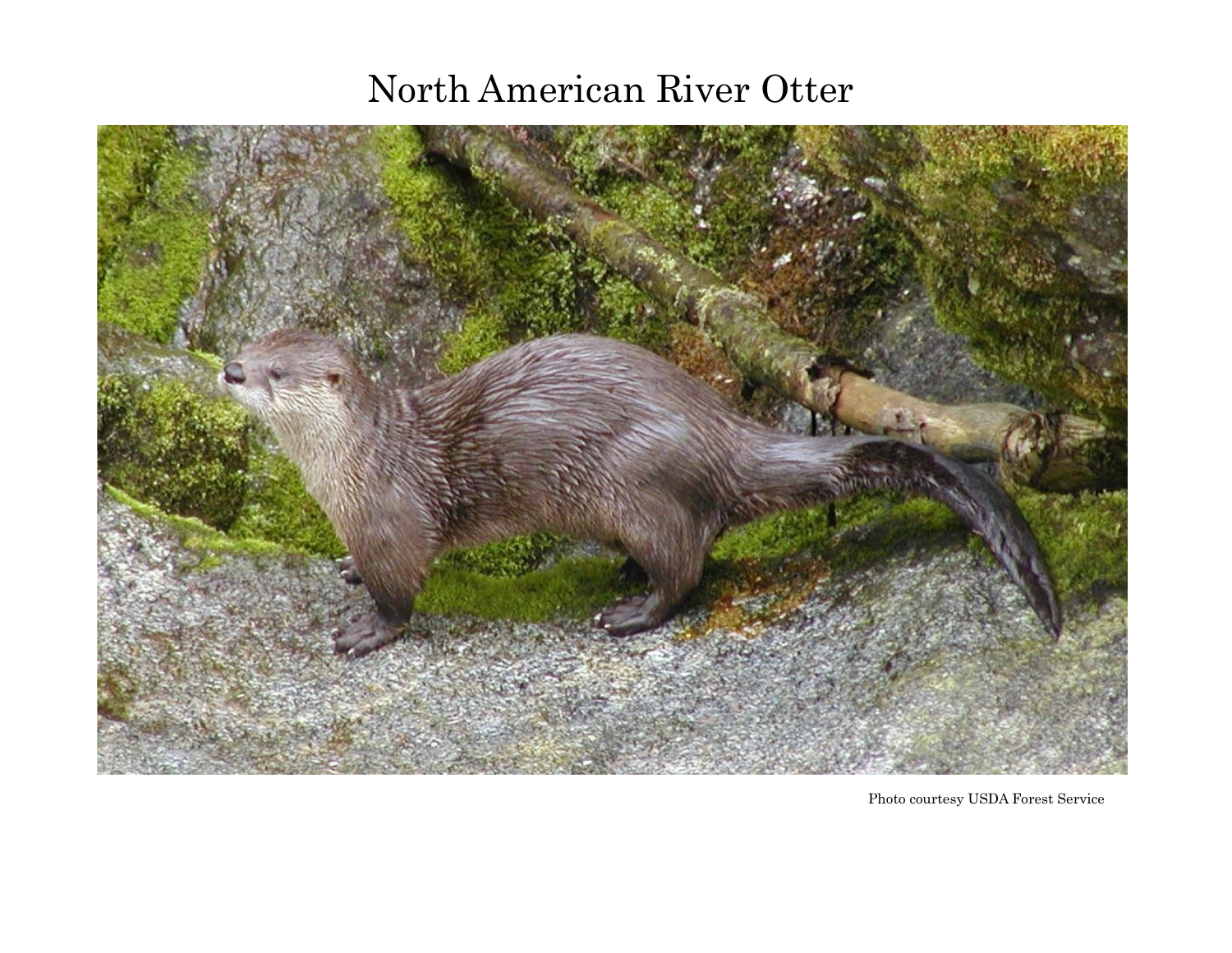# North American River Otter

Photo courtesy USDA Forest Service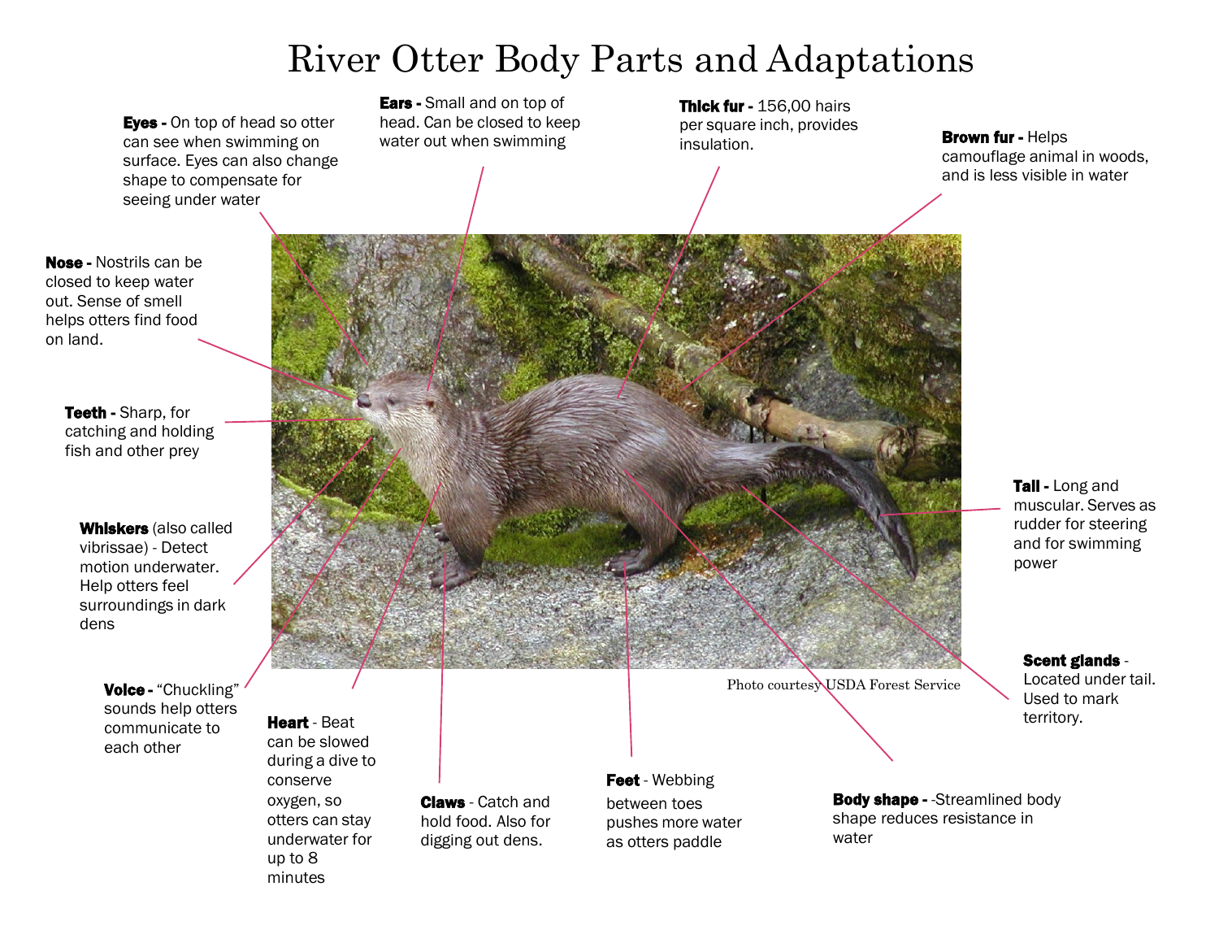# River Otter Body Parts and Adaptations

**Eyes -** On top of head so otter can see when swimming on surface. Eyes can also change shape to compensate for seeing under water

**Ears -** Small and on top of head. Can be closed to keep water out when swimming

**Thick fur -** 156,00 hairs per square inch, provides insulation.

**Brown fur -** Helps camouflage animal in woods, and is less visible in water

**Nose -** Nostrils can be closed to keep water out. Sense of smell helps otters find food on land.

**Teeth -** Sharp, for catching and holding fish and other prey

**Whiskers** (also called vibrissae) - Detect motion underwater. Help otters feel surroundings in dark dens

**Voice -** "Chuckling" sounds help otters communicate to each other

**Heart** - Beat can be slowed during a dive to conserve oxygen, so otters can stay underwater for up to 8 minutes

**Claws** - Catch and hold food. Also for digging out dens.

**Feet** - Webbing between toes pushes more water as otters paddle

**Body shape -** -Streamlined body shape reduces resistance in water

**Tail -** Long and muscular. Serves as rudder for steering and for swimming power

**Scent glands** - Located under tail. Used to mark territory.

Photo courtesy USDA Forest Service